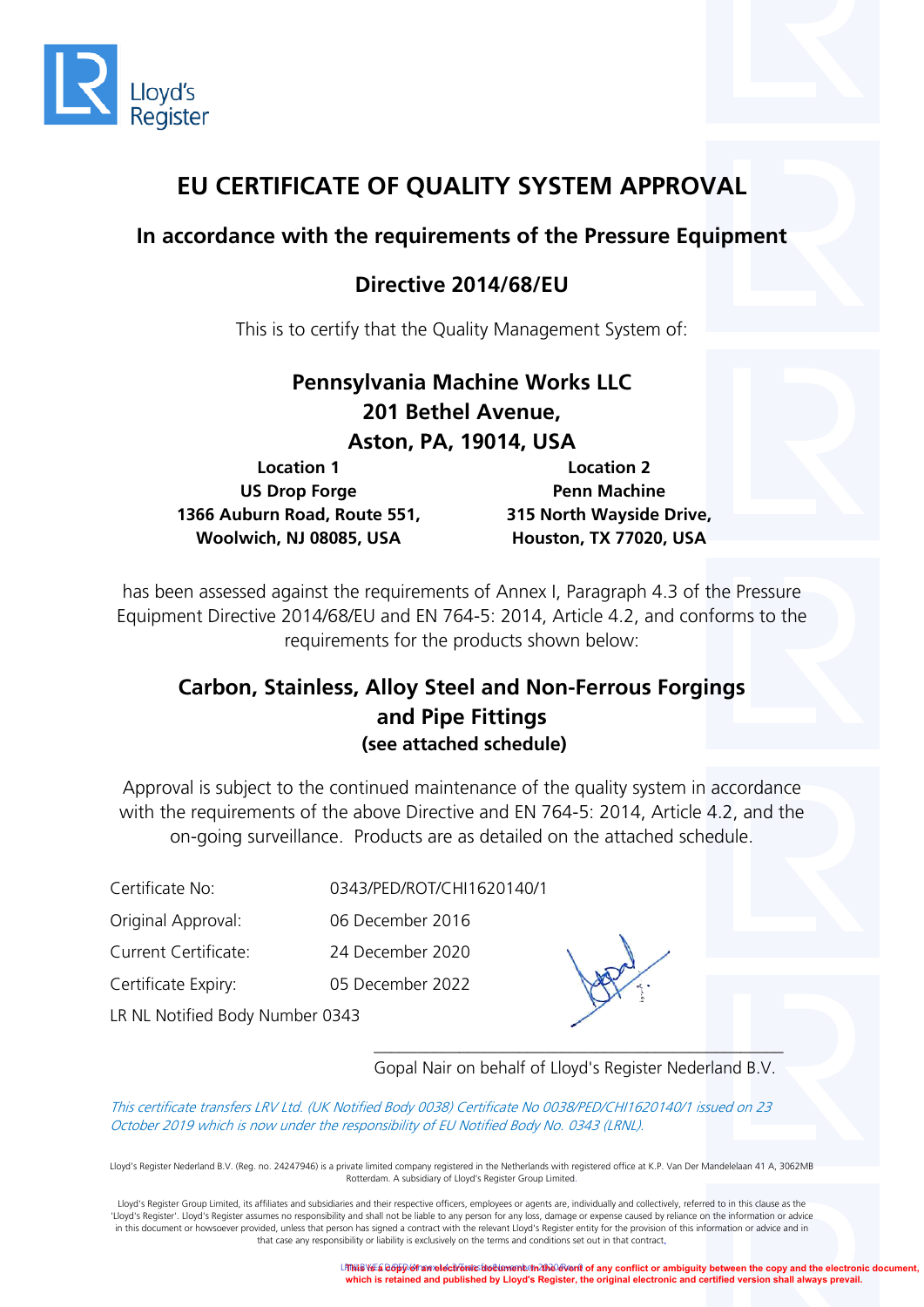Lloyd's Register

# EU CERTIFICATE OF QUALITY SYSTEM APPROVAL

## In accordance with the requirements of the Pressure Equipment Directive 2014/68/EU

This is to certify that the Quality Management System of:

**Pennsylvania Machine Works LLC**
**201 Bethel Avenue,**
**Aston, PA, 19014, USA**

| Location 1 | Location 2 |
|---|---|
| **US Drop Forge** | **Penn Machine** |
| **1366 Auburn Road, Route 551,** | **315 North Wayside Drive,** |
| **Woolwich, NJ 08085, USA** | **Houston, TX 77020, USA** |

has been assessed against the requirements of Annex I, Paragraph 4.3 of the Pressure Equipment Directive 2014/68/EU and EN 764-5: 2014, Article 4.2, and conforms to the requirements for the products shown below:

## Carbon, Stainless, Alloy Steel and Non-Ferrous Forgings and Pipe Fittings

**(see attached schedule)**

Approval is subject to the continued maintenance of the quality system in accordance with the requirements of the above Directive and EN 764-5: 2014, Article 4.2, and the on-going surveillance. Products are as detailed on the attached schedule.

| | |
|---|---|
| Certificate No: | 0343/PED/ROT/CHI1620140/1 |
| Original Approval: | 06 December 2016 |
| Current Certificate: | 24 December 2020 |
| Certificate Expiry: | 05 December 2022 |

LR NL Notified Body Number 0343

Gopal Nair on behalf of Lloyd's Register Nederland B.V.

*This certificate transfers LRV Ltd. (UK Notified Body 0038) Certificate No 0038/PED/CHI1620140/1 issued on 23 October 2019 which is now under the responsibility of EU Notified Body No. 0343 (LRNL).*

Lloyd's Register Nederland B.V. (Reg. no. 24247946) is a private limited company registered in the Netherlands with registered office at K.P. Van Der Mandelelaan 41 A, 3062MB Rotterdam. A subsidiary of Lloyd's Register Group Limited.

Lloyd's Register Group Limited, its affiliates and subsidiaries and their respective officers, employees or agents are, individually and collectively, referred to in this clause as the 'Lloyd's Register'. Lloyd's Register assumes no responsibility and shall not be liable to any person for any loss, damage or expense caused by reliance on the information or advice in this document or howsoever provided, unless that person has signed a contract with the relevant Lloyd's Register entity for the provision of this information or advice and in that case any responsibility or liability is exclusively on the terms and conditions set out in that contract.

**This is a copy of an electronic document. In the event of any conflict or ambiguity between the copy and the electronic document, which is retained and published by Lloyd's Register, the original electronic and certified version shall always prevail.**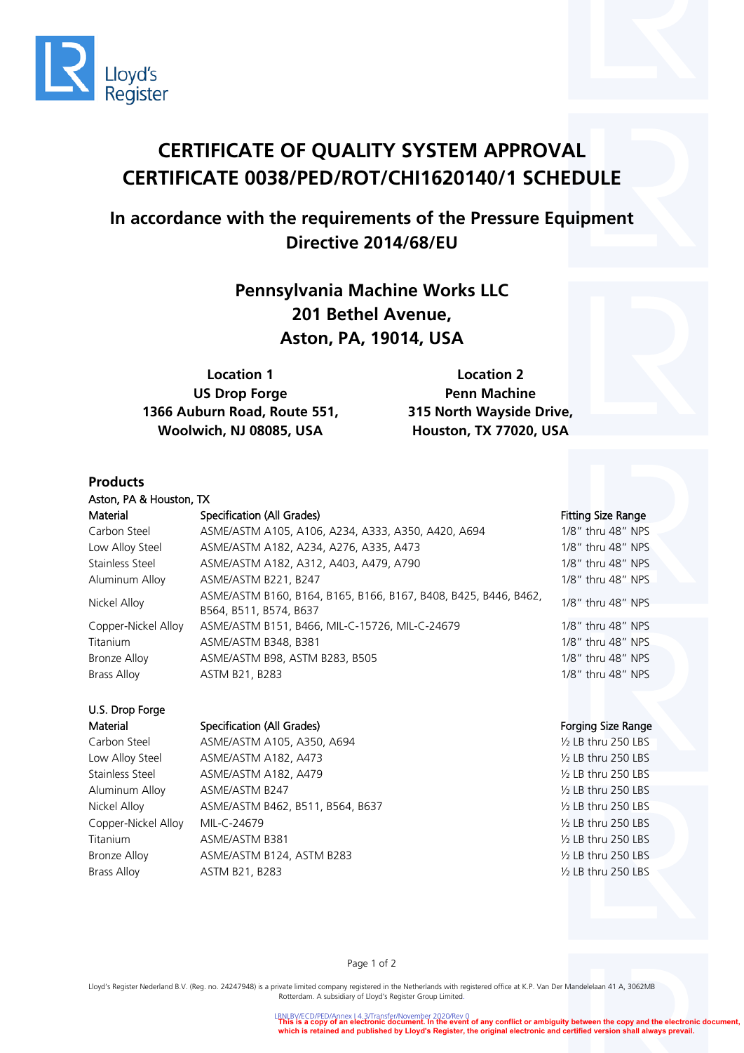# CERTIFICATE OF QUALITY SYSTEM APPROVAL
# CERTIFICATE 0038/PED/ROT/CHI1620140/1 SCHEDULE

## In accordance with the requirements of the Pressure Equipment Directive 2014/68/EU

**Pennsylvania Machine Works LLC**
**201 Bethel Avenue,**
**Aston, PA, 19014, USA**

**Location 1**
**US Drop Forge**
**1366 Auburn Road, Route 551,**
**Woolwich, NJ 08085, USA**

**Location 2**
**Penn Machine**
**315 North Wayside Drive,**
**Houston, TX 77020, USA**

### Products

Aston, PA & Houston, TX

| Material | Specification (All Grades) | Fitting Size Range |
|---|---|---|
| Carbon Steel | ASME/ASTM A105, A106, A234, A333, A350, A420, A694 | 1/8" thru 48" NPS |
| Low Alloy Steel | ASME/ASTM A182, A234, A276, A335, A473 | 1/8" thru 48" NPS |
| Stainless Steel | ASME/ASTM A182, A312, A403, A479, A790 | 1/8" thru 48" NPS |
| Aluminum Alloy | ASME/ASTM B221, B247 | 1/8" thru 48" NPS |
| Nickel Alloy | ASME/ASTM B160, B164, B165, B166, B167, B408, B425, B446, B462, B564, B511, B574, B637 | 1/8" thru 48" NPS |
| Copper-Nickel Alloy | ASME/ASTM B151, B466, MIL-C-15726, MIL-C-24679 | 1/8" thru 48" NPS |
| Titanium | ASME/ASTM B348, B381 | 1/8" thru 48" NPS |
| Bronze Alloy | ASME/ASTM B98, ASTM B283, B505 | 1/8" thru 48" NPS |
| Brass Alloy | ASTM B21, B283 | 1/8" thru 48" NPS |

U.S. Drop Forge

| Material | Specification (All Grades) | Forging Size Range |
|---|---|---|
| Carbon Steel | ASME/ASTM A105, A350, A694 | ½ LB thru 250 LBS |
| Low Alloy Steel | ASME/ASTM A182, A473 | ½ LB thru 250 LBS |
| Stainless Steel | ASME/ASTM A182, A479 | ½ LB thru 250 LBS |
| Aluminum Alloy | ASME/ASTM B247 | ½ LB thru 250 LBS |
| Nickel Alloy | ASME/ASTM B462, B511, B564, B637 | ½ LB thru 250 LBS |
| Copper-Nickel Alloy | MIL-C-24679 | ½ LB thru 250 LBS |
| Titanium | ASME/ASTM B381 | ½ LB thru 250 LBS |
| Bronze Alloy | ASME/ASTM B124, ASTM B283 | ½ LB thru 250 LBS |
| Brass Alloy | ASTM B21, B283 | ½ LB thru 250 LBS |

Lloyd's Register Nederland B.V. (Reg. no. 24247948) is a private limited company registered in the Netherlands with registered office at K.P. Van Der Mandelelaan 41 A, 3062MB Rotterdam. A subsidiary of Lloyd's Register Group Limited.

LRNLBV/ECD/PED/Annex I 4.3/Transfer/November 2020/Rev 0

**This is a copy of an electronic document. In the event of any conflict or ambiguity between the copy and the electronic document, which is retained and published by Lloyd's Register, the original electronic and certified version shall always prevail.**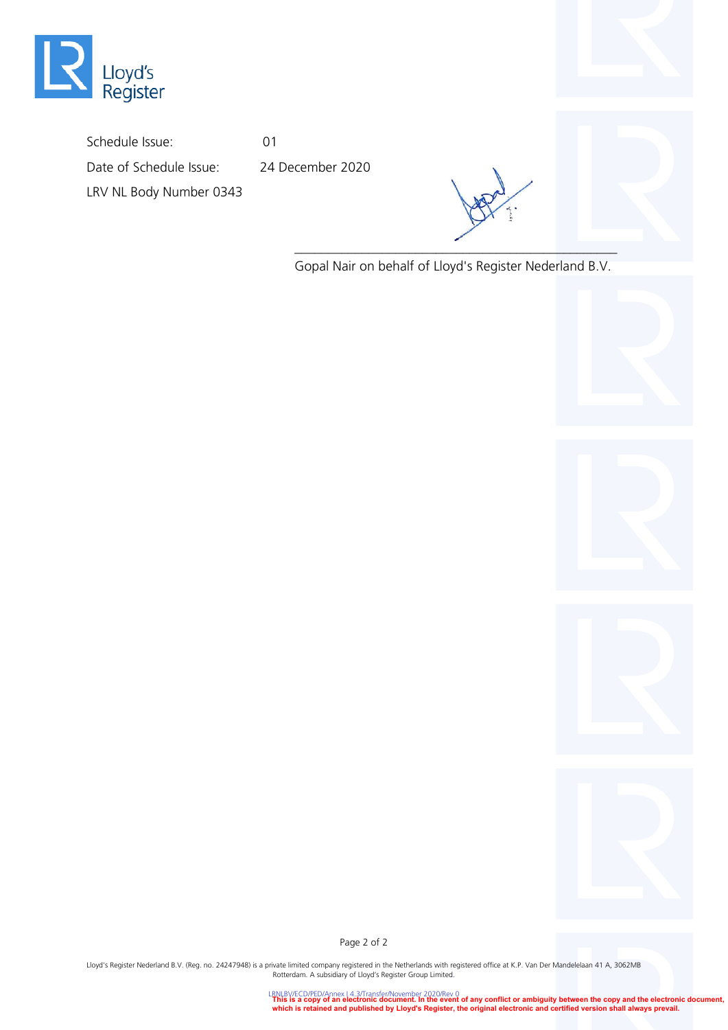Schedule Issue: 01

Date of Schedule Issue: 24 December 2020

LRV NL Body Number 0343

Gopal Nair on behalf of Lloyd's Register Nederland B.V.

Lloyd's Register Nederland B.V. (Reg. no. 24247948) is a private limited company registered in the Netherlands with registered office at K.P. Van Der Mandelelaan 41 A, 3062MB Rotterdam. A subsidiary of Lloyd's Register Group Limited.

LRNLBV/ECD/PED/Annex I 4.3/Transfer/November 2020/Rev 0

**This is a copy of an electronic document. In the event of any conflict or ambiguity between the copy and the electronic document, which is retained and published by Lloyd's Register, the original electronic and certified version shall always prevail.**